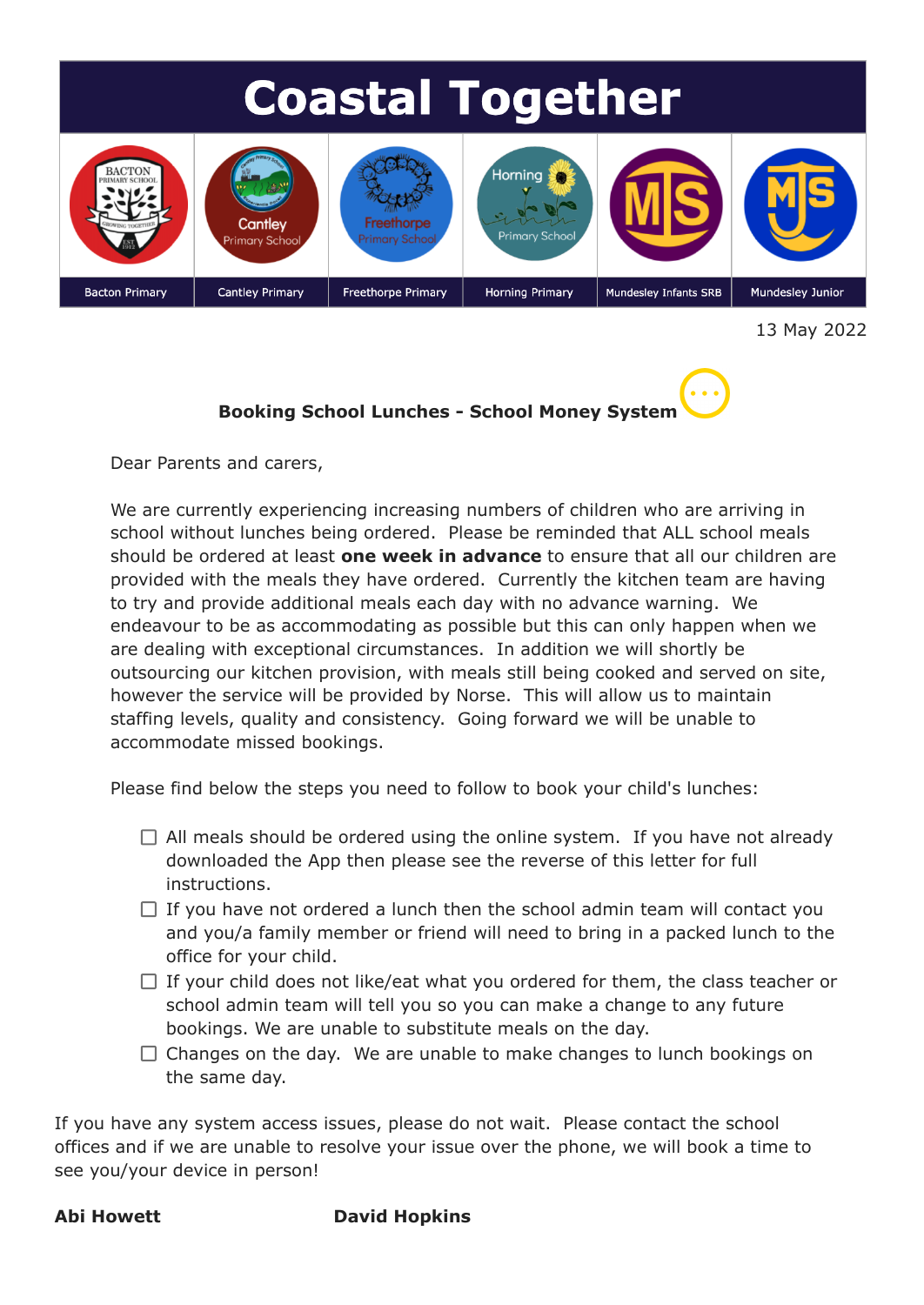# Coastal Together

Bacton Primary | Cantley Primary | Freethorpe Primary | Horning Primary | Mundesley Infants SRB | Mundesley Junior

13 May 2022

**Booking School Lunches - School Money System**

Dear Parents and carers,

We are currently experiencing increasing numbers of children who are arriving in school without lunches being ordered. Please be reminded that ALL school meals should be ordered at least **one week in advance** to ensure that all our children are provided with the meals they have ordered. Currently the kitchen team are having to try and provide additional meals each day with no advance warning. We endeavour to be as accommodating as possible but this can only happen when we are dealing with exceptional circumstances. In addition we will shortly be outsourcing our kitchen provision, with meals still being cooked and served on site, however the service will be provided by Norse. This will allow us to maintain staffing levels, quality and consistency. Going forward we will be unable to accommodate missed bookings.

Please find below the steps you need to follow to book your child's lunches:

- [ ] All meals should be ordered using the online system. If you have not already downloaded the App then please see the reverse of this letter for full instructions.
- [ ] If you have not ordered a lunch then the school admin team will contact you and you/a family member or friend will need to bring in a packed lunch to the office for your child.
- [ ] If your child does not like/eat what you ordered for them, the class teacher or school admin team will tell you so you can make a change to any future bookings. We are unable to substitute meals on the day.
- [ ] Changes on the day. We are unable to make changes to lunch bookings on the same day.

If you have any system access issues, please do not wait. Please contact the school offices and if we are unable to resolve your issue over the phone, we will book a time to see you/your device in person!

**Abi Howett** **David Hopkins**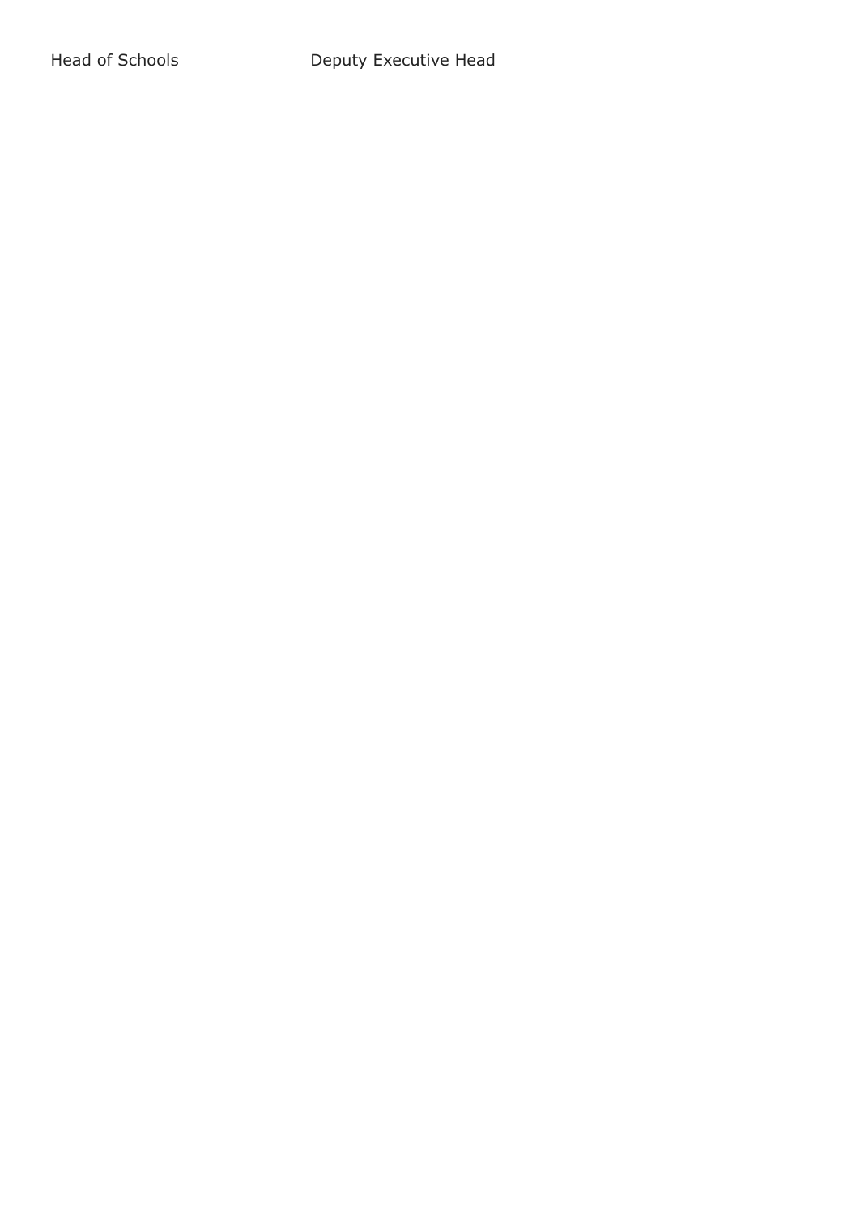Head of Schools Deputy Executive Head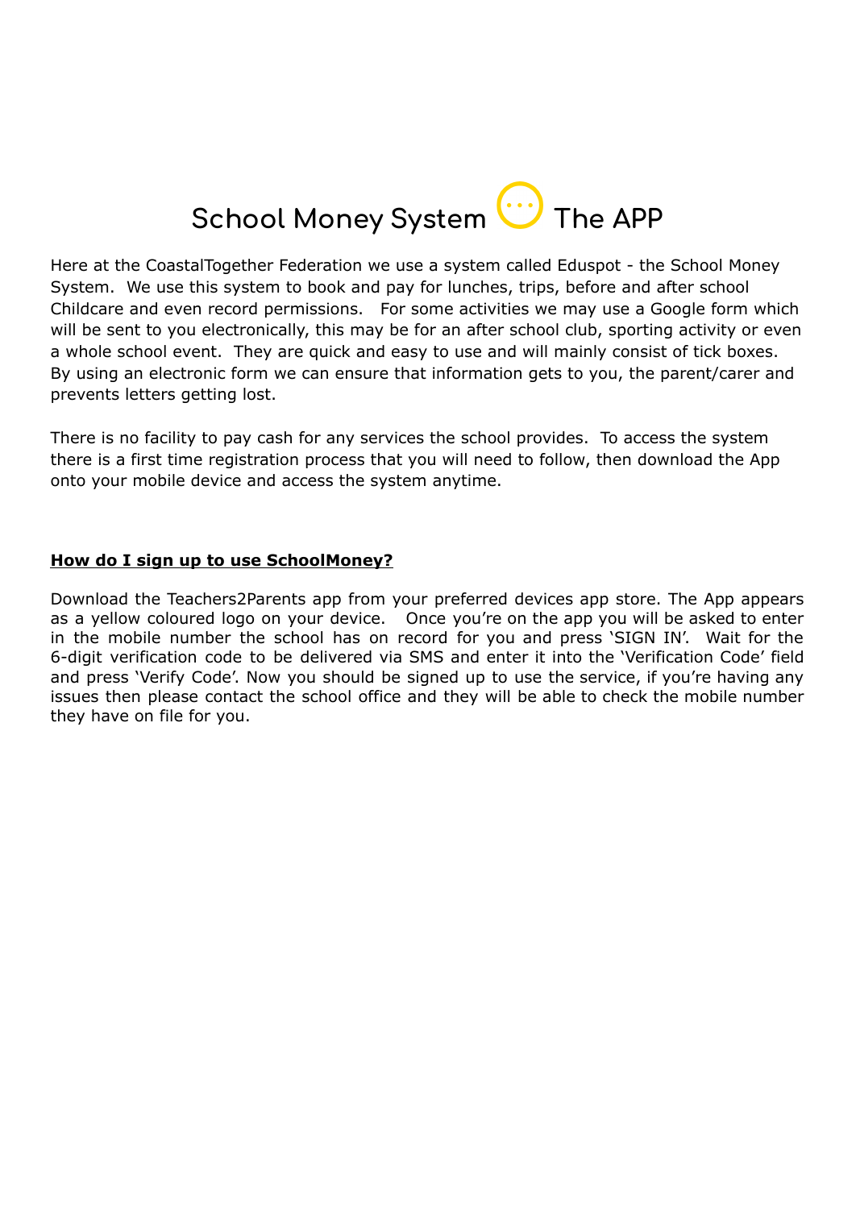# School Money System The APP

Here at the CoastalTogether Federation we use a system called Eduspot - the School Money System. We use this system to book and pay for lunches, trips, before and after school Childcare and even record permissions. For some activities we may use a Google form which will be sent to you electronically, this may be for an after school club, sporting activity or even a whole school event. They are quick and easy to use and will mainly consist of tick boxes. By using an electronic form we can ensure that information gets to you, the parent/carer and prevents letters getting lost.

There is no facility to pay cash for any services the school provides. To access the system there is a first time registration process that you will need to follow, then download the App onto your mobile device and access the system anytime.

**How do I sign up to use SchoolMoney?**

Download the Teachers2Parents app from your preferred devices app store. The App appears as a yellow coloured logo on your device. Once you're on the app you will be asked to enter in the mobile number the school has on record for you and press 'SIGN IN'. Wait for the 6-digit verification code to be delivered via SMS and enter it into the 'Verification Code' field and press 'Verify Code'. Now you should be signed up to use the service, if you're having any issues then please contact the school office and they will be able to check the mobile number they have on file for you.